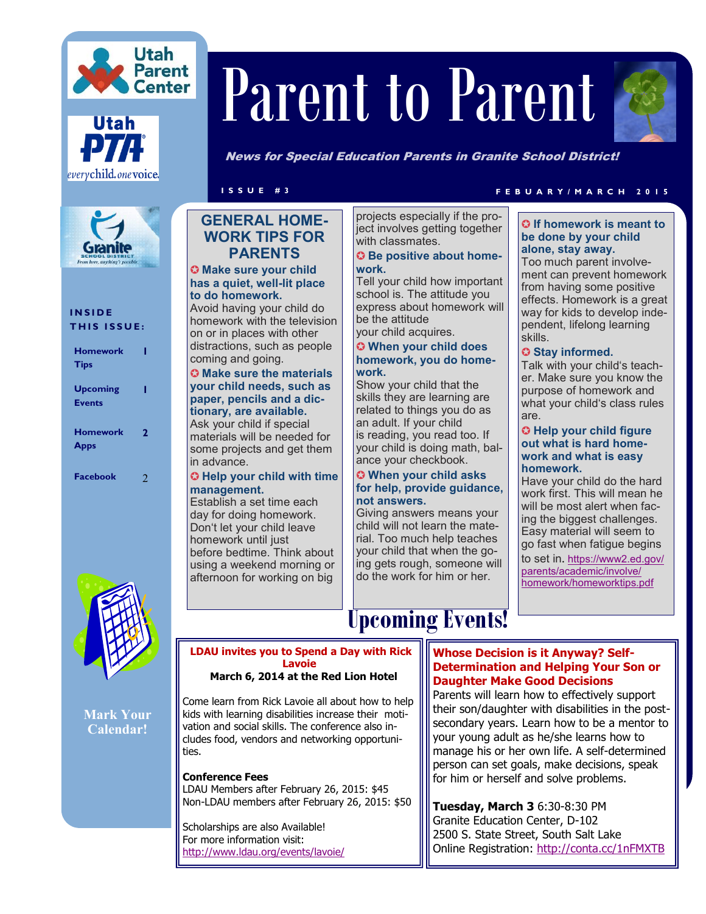# Parent to Parent

***News for Special Education Parents in Granite School District!***

ISSUE #3 — FEBUARY/MARCH 2015

Utah Parent Center

Utah PTA — every child. one voice.

Granite School District — From here, anything's possible

**INSIDE THIS ISSUE:**

| | |
|---|---|
| Homework Tips | 1 |
| Upcoming Events | 1 |
| Homework Apps | 2 |
| Facebook | 2 |

**Mark Your Calendar!**

## GENERAL HOMEWORK TIPS FOR PARENTS

**✪ Make sure your child has a quiet, well-lit place to do homework.**
Avoid having your child do homework with the television on or in places with other distractions, such as people coming and going.

**✪ Make sure the materials your child needs, such as paper, pencils and a dictionary, are available.**
Ask your child if special materials will be needed for some projects and get them in advance.

**✪ Help your child with time management.**
Establish a set time each day for doing homework. Don't let your child leave homework until just before bedtime. Think about using a weekend morning or afternoon for working on big projects especially if the project involves getting together with classmates.

**✪ Be positive about homework.**
Tell your child how important school is. The attitude you express about homework will be the attitude your child acquires.

**✪ When your child does homework, you do homework.**
Show your child that the skills they are learning are related to things you do as an adult. If your child is reading, you read too. If your child is doing math, balance your checkbook.

**✪ When your child asks for help, provide guidance, not answers.**
Giving answers means your child will not learn the material. Too much help teaches your child that when the going gets rough, someone will do the work for him or her.

**✪ If homework is meant to be done by your child alone, stay away.**
Too much parent involvement can prevent homework from having some positive effects. Homework is a great way for kids to develop independent, lifelong learning skills.

**✪ Stay informed.**
Talk with your child's teacher. Make sure you know the purpose of homework and what your child's class rules are.

**✪ Help your child figure out what is hard homework and what is easy homework.**
Have your child do the hard work first. This will mean he will be most alert when facing the biggest challenges. Easy material will seem to go fast when fatigue begins to set in. https://www2.ed.gov/parents/academic/involve/homework/homeworktips.pdf

## Upcoming Events!

### LDAU invites you to Spend a Day with Rick Lavoie

**March 6, 2014 at the Red Lion Hotel**

Come learn from Rick Lavoie all about how to help kids with learning disabilities increase their motivation and social skills. The conference also includes food, vendors and networking opportunities.

**Conference Fees**
LDAU Members after February 26, 2015: $45
Non-LDAU members after February 26, 2015: $50

Scholarships are also Available!
For more information visit:
http://www.ldau.org/events/lavoie/

### Whose Decision is it Anyway? Self-Determination and Helping Your Son or Daughter Make Good Decisions

Parents will learn how to effectively support their son/daughter with disabilities in the post-secondary years. Learn how to be a mentor to your young adult as he/she learns how to manage his or her own life. A self-determined person can set goals, make decisions, speak for him or herself and solve problems.

**Tuesday, March 3** 6:30-8:30 PM
Granite Education Center, D-102
2500 S. State Street, South Salt Lake
Online Registration: http://conta.cc/1nFMXTB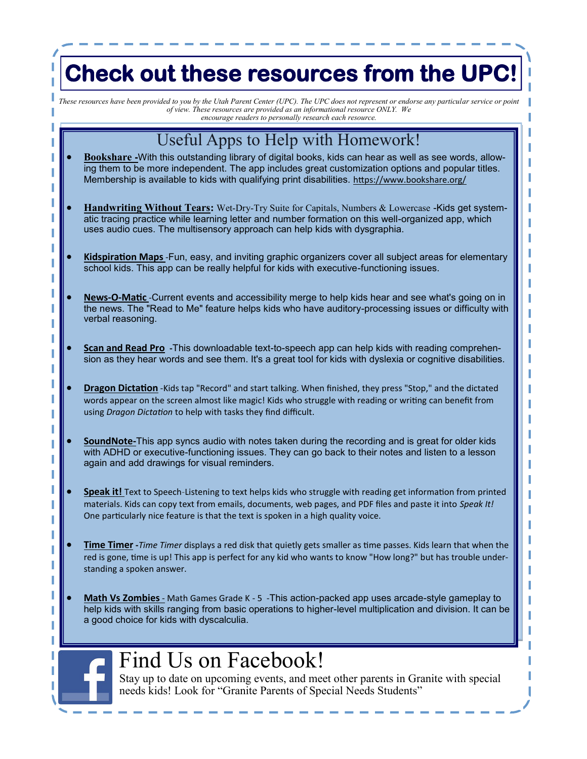# Check out these resources from the UPC!

*These resources have been provided to you by the Utah Parent Center (UPC). The UPC does not represent or endorse any particular service or point of view. These resources are provided as an informational resource ONLY. We encourage readers to personally research each resource.*

## Useful Apps to Help with Homework!

- **Bookshare** -With this outstanding library of digital books, kids can hear as well as see words, allowing them to be more independent. The app includes great customization options and popular titles. Membership is available to kids with qualifying print disabilities. https://www.bookshare.org/

- **Handwriting Without Tears:** Wet-Dry-Try Suite for Capitals, Numbers & Lowercase -Kids get systematic tracing practice while learning letter and number formation on this well-organized app, which uses audio cues. The multisensory approach can help kids with dysgraphia.

- **Kidspiration Maps** -Fun, easy, and inviting graphic organizers cover all subject areas for elementary school kids. This app can be really helpful for kids with executive-functioning issues.

- **News-O-Matic** -Current events and accessibility merge to help kids hear and see what's going on in the news. The "Read to Me" feature helps kids who have auditory-processing issues or difficulty with verbal reasoning.

- **Scan and Read Pro** -This downloadable text-to-speech app can help kids with reading comprehension as they hear words and see them. It's a great tool for kids with dyslexia or cognitive disabilities.

- **Dragon Dictation** -Kids tap "Record" and start talking. When finished, they press "Stop," and the dictated words appear on the screen almost like magic! Kids who struggle with reading or writing can benefit from using *Dragon Dictation* to help with tasks they find difficult.

- **SoundNote-**This app syncs audio with notes taken during the recording and is great for older kids with ADHD or executive-functioning issues. They can go back to their notes and listen to a lesson again and add drawings for visual reminders.

- **Speak it!** Text to Speech-Listening to text helps kids who struggle with reading get information from printed materials. Kids can copy text from emails, documents, web pages, and PDF files and paste it into *Speak It!* One particularly nice feature is that the text is spoken in a high quality voice.

- **Time Timer** -*Time Timer* displays a red disk that quietly gets smaller as time passes. Kids learn that when the red is gone, time is up! This app is perfect for any kid who wants to know "How long?" but has trouble understanding a spoken answer.

- **Math Vs Zombies** - Math Games Grade K - 5 -This action-packed app uses arcade-style gameplay to help kids with skills ranging from basic operations to higher-level multiplication and division. It can be a good choice for kids with dyscalculia.

## Find Us on Facebook!

Stay up to date on upcoming events, and meet other parents in Granite with special needs kids! Look for "Granite Parents of Special Needs Students"